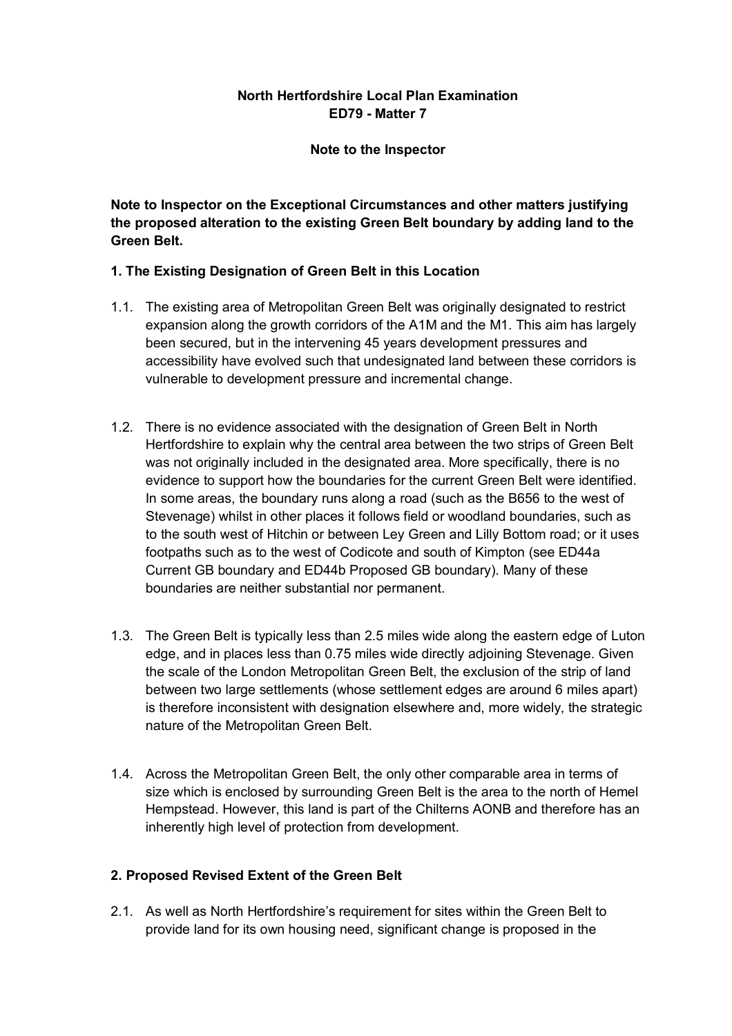**North Hertfordshire Local Plan Examination**
**ED79 - Matter 7**

**Note to the Inspector**

**Note to Inspector on the Exceptional Circumstances and other matters justifying the proposed alteration to the existing Green Belt boundary by adding land to the Green Belt.**

## 1. The Existing Designation of Green Belt in this Location

1.1. The existing area of Metropolitan Green Belt was originally designated to restrict expansion along the growth corridors of the A1M and the M1. This aim has largely been secured, but in the intervening 45 years development pressures and accessibility have evolved such that undesignated land between these corridors is vulnerable to development pressure and incremental change.

1.2. There is no evidence associated with the designation of Green Belt in North Hertfordshire to explain why the central area between the two strips of Green Belt was not originally included in the designated area. More specifically, there is no evidence to support how the boundaries for the current Green Belt were identified. In some areas, the boundary runs along a road (such as the B656 to the west of Stevenage) whilst in other places it follows field or woodland boundaries, such as to the south west of Hitchin or between Ley Green and Lilly Bottom road; or it uses footpaths such as to the west of Codicote and south of Kimpton (see ED44a Current GB boundary and ED44b Proposed GB boundary). Many of these boundaries are neither substantial nor permanent.

1.3. The Green Belt is typically less than 2.5 miles wide along the eastern edge of Luton edge, and in places less than 0.75 miles wide directly adjoining Stevenage. Given the scale of the London Metropolitan Green Belt, the exclusion of the strip of land between two large settlements (whose settlement edges are around 6 miles apart) is therefore inconsistent with designation elsewhere and, more widely, the strategic nature of the Metropolitan Green Belt.

1.4. Across the Metropolitan Green Belt, the only other comparable area in terms of size which is enclosed by surrounding Green Belt is the area to the north of Hemel Hempstead. However, this land is part of the Chilterns AONB and therefore has an inherently high level of protection from development.

## 2. Proposed Revised Extent of the Green Belt

2.1. As well as North Hertfordshire's requirement for sites within the Green Belt to provide land for its own housing need, significant change is proposed in the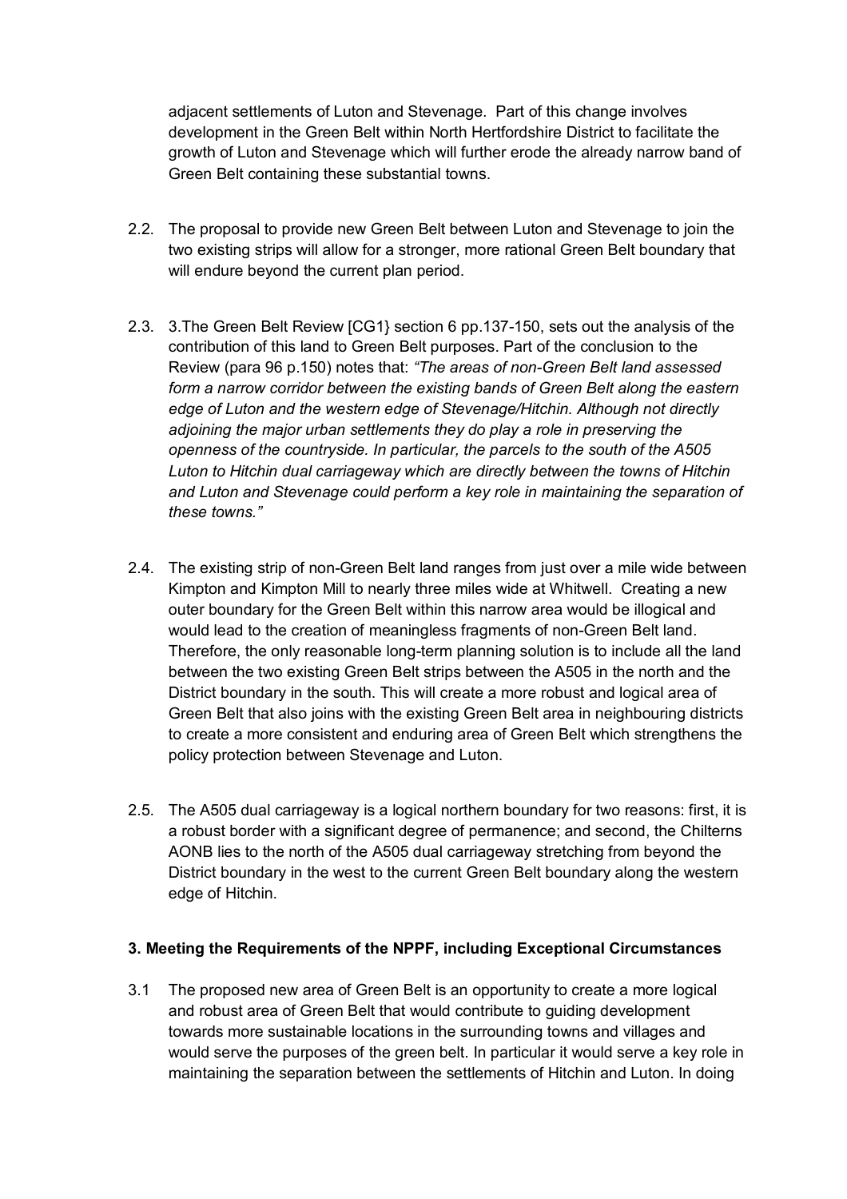adjacent settlements of Luton and Stevenage. Part of this change involves development in the Green Belt within North Hertfordshire District to facilitate the growth of Luton and Stevenage which will further erode the already narrow band of Green Belt containing these substantial towns.

2.2. The proposal to provide new Green Belt between Luton and Stevenage to join the two existing strips will allow for a stronger, more rational Green Belt boundary that will endure beyond the current plan period.

2.3. 3.The Green Belt Review [CG1} section 6 pp.137-150, sets out the analysis of the contribution of this land to Green Belt purposes. Part of the conclusion to the Review (para 96 p.150) notes that: *"The areas of non-Green Belt land assessed form a narrow corridor between the existing bands of Green Belt along the eastern edge of Luton and the western edge of Stevenage/Hitchin. Although not directly adjoining the major urban settlements they do play a role in preserving the openness of the countryside. In particular, the parcels to the south of the A505 Luton to Hitchin dual carriageway which are directly between the towns of Hitchin and Luton and Stevenage could perform a key role in maintaining the separation of these towns."*

2.4. The existing strip of non-Green Belt land ranges from just over a mile wide between Kimpton and Kimpton Mill to nearly three miles wide at Whitwell. Creating a new outer boundary for the Green Belt within this narrow area would be illogical and would lead to the creation of meaningless fragments of non-Green Belt land. Therefore, the only reasonable long-term planning solution is to include all the land between the two existing Green Belt strips between the A505 in the north and the District boundary in the south. This will create a more robust and logical area of Green Belt that also joins with the existing Green Belt area in neighbouring districts to create a more consistent and enduring area of Green Belt which strengthens the policy protection between Stevenage and Luton.

2.5. The A505 dual carriageway is a logical northern boundary for two reasons: first, it is a robust border with a significant degree of permanence; and second, the Chilterns AONB lies to the north of the A505 dual carriageway stretching from beyond the District boundary in the west to the current Green Belt boundary along the western edge of Hitchin.

### 3. Meeting the Requirements of the NPPF, including Exceptional Circumstances

3.1 The proposed new area of Green Belt is an opportunity to create a more logical and robust area of Green Belt that would contribute to guiding development towards more sustainable locations in the surrounding towns and villages and would serve the purposes of the green belt. In particular it would serve a key role in maintaining the separation between the settlements of Hitchin and Luton. In doing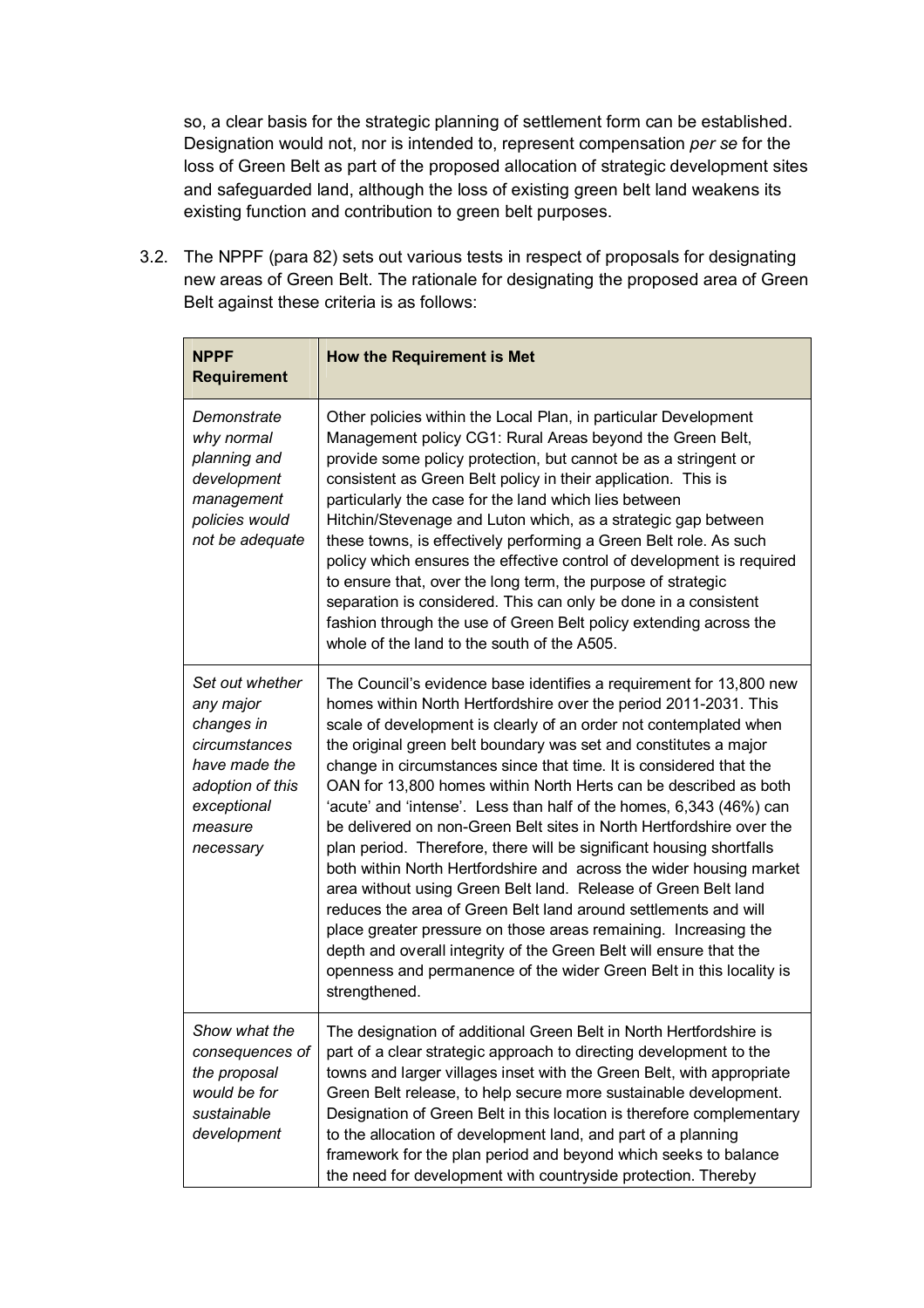so, a clear basis for the strategic planning of settlement form can be established. Designation would not, nor is intended to, represent compensation *per se* for the loss of Green Belt as part of the proposed allocation of strategic development sites and safeguarded land, although the loss of existing green belt land weakens its existing function and contribution to green belt purposes.

3.2. The NPPF (para 82) sets out various tests in respect of proposals for designating new areas of Green Belt. The rationale for designating the proposed area of Green Belt against these criteria is as follows:

| **NPPF Requirement** | **How the Requirement is Met** |
|---|---|
| *Demonstrate why normal planning and development management policies would not be adequate* | Other policies within the Local Plan, in particular Development Management policy CG1: Rural Areas beyond the Green Belt, provide some policy protection, but cannot be as a stringent or consistent as Green Belt policy in their application. This is particularly the case for the land which lies between Hitchin/Stevenage and Luton which, as a strategic gap between these towns, is effectively performing a Green Belt role. As such policy which ensures the effective control of development is required to ensure that, over the long term, the purpose of strategic separation is considered. This can only be done in a consistent fashion through the use of Green Belt policy extending across the whole of the land to the south of the A505. |
| *Set out whether any major changes in circumstances have made the adoption of this exceptional measure necessary* | The Council's evidence base identifies a requirement for 13,800 new homes within North Hertfordshire over the period 2011-2031. This scale of development is clearly of an order not contemplated when the original green belt boundary was set and constitutes a major change in circumstances since that time. It is considered that the OAN for 13,800 homes within North Herts can be described as both 'acute' and 'intense'. Less than half of the homes, 6,343 (46%) can be delivered on non-Green Belt sites in North Hertfordshire over the plan period. Therefore, there will be significant housing shortfalls both within North Hertfordshire and across the wider housing market area without using Green Belt land. Release of Green Belt land reduces the area of Green Belt land around settlements and will place greater pressure on those areas remaining. Increasing the depth and overall integrity of the Green Belt will ensure that the openness and permanence of the wider Green Belt in this locality is strengthened. |
| *Show what the consequences of the proposal would be for sustainable development* | The designation of additional Green Belt in North Hertfordshire is part of a clear strategic approach to directing development to the towns and larger villages inset with the Green Belt, with appropriate Green Belt release, to help secure more sustainable development. Designation of Green Belt in this location is therefore complementary to the allocation of development land, and part of a planning framework for the plan period and beyond which seeks to balance the need for development with countryside protection. Thereby |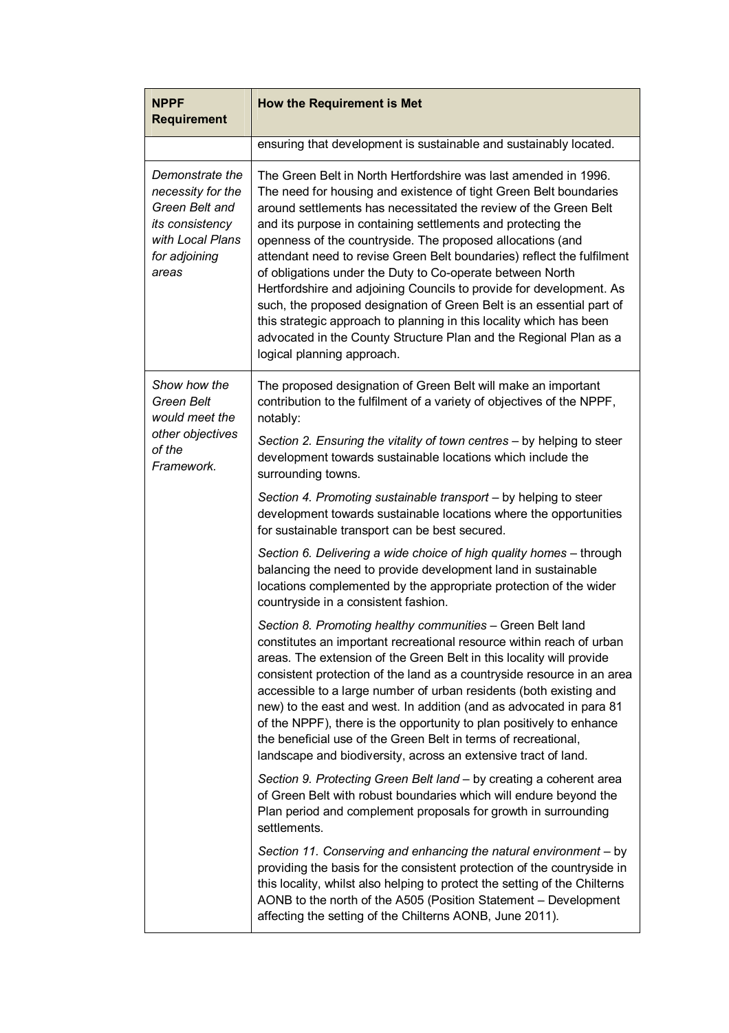| NPPF Requirement | How the Requirement is Met |
|---|---|
| | ensuring that development is sustainable and sustainably located. |
| *Demonstrate the necessity for the Green Belt and its consistency with Local Plans for adjoining areas* | The Green Belt in North Hertfordshire was last amended in 1996. The need for housing and existence of tight Green Belt boundaries around settlements has necessitated the review of the Green Belt and its purpose in containing settlements and protecting the openness of the countryside. The proposed allocations (and attendant need to revise Green Belt boundaries) reflect the fulfilment of obligations under the Duty to Co-operate between North Hertfordshire and adjoining Councils to provide for development. As such, the proposed designation of Green Belt is an essential part of this strategic approach to planning in this locality which has been advocated in the County Structure Plan and the Regional Plan as a logical planning approach. |
| *Show how the Green Belt would meet the other objectives of the Framework.* | The proposed designation of Green Belt will make an important contribution to the fulfilment of a variety of objectives of the NPPF, notably:<br><br>*Section 2. Ensuring the vitality of town centres* – by helping to steer development towards sustainable locations which include the surrounding towns.<br><br>*Section 4. Promoting sustainable transport* – by helping to steer development towards sustainable locations where the opportunities for sustainable transport can be best secured.<br><br>*Section 6. Delivering a wide choice of high quality homes* – through balancing the need to provide development land in sustainable locations complemented by the appropriate protection of the wider countryside in a consistent fashion.<br><br>*Section 8. Promoting healthy communities* – Green Belt land constitutes an important recreational resource within reach of urban areas. The extension of the Green Belt in this locality will provide consistent protection of the land as a countryside resource in an area accessible to a large number of urban residents (both existing and new) to the east and west. In addition (and as advocated in para 81 of the NPPF), there is the opportunity to plan positively to enhance the beneficial use of the Green Belt in terms of recreational, landscape and biodiversity, across an extensive tract of land.<br><br>*Section 9. Protecting Green Belt land* – by creating a coherent area of Green Belt with robust boundaries which will endure beyond the Plan period and complement proposals for growth in surrounding settlements.<br><br>*Section 11. Conserving and enhancing the natural environment* – by providing the basis for the consistent protection of the countryside in this locality, whilst also helping to protect the setting of the Chilterns AONB to the north of the A505 (Position Statement – Development affecting the setting of the Chilterns AONB, June 2011). |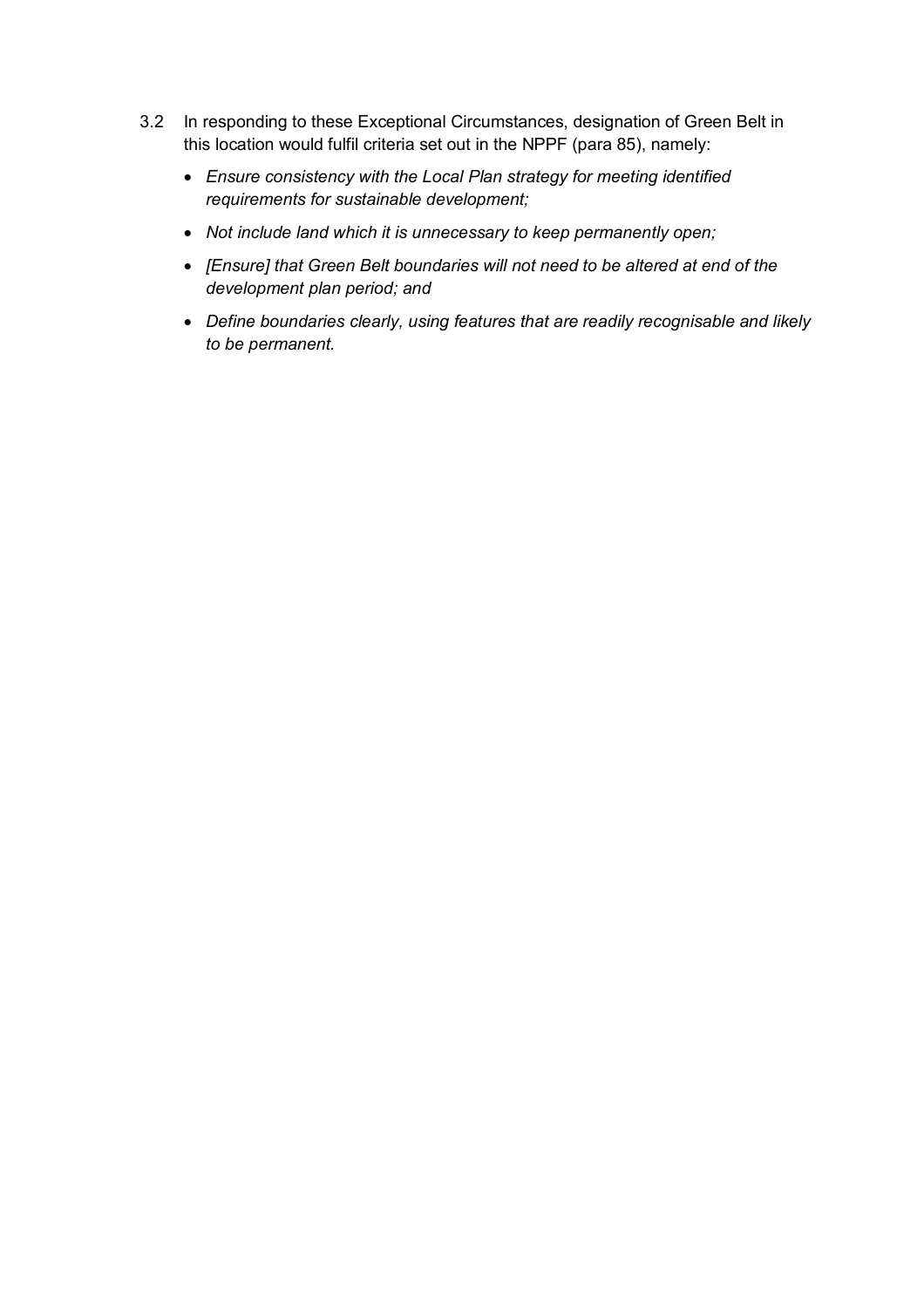3.2 In responding to these Exceptional Circumstances, designation of Green Belt in this location would fulfil criteria set out in the NPPF (para 85), namely:

- *Ensure consistency with the Local Plan strategy for meeting identified requirements for sustainable development;*
- *Not include land which it is unnecessary to keep permanently open;*
- *[Ensure] that Green Belt boundaries will not need to be altered at end of the development plan period; and*
- *Define boundaries clearly, using features that are readily recognisable and likely to be permanent.*